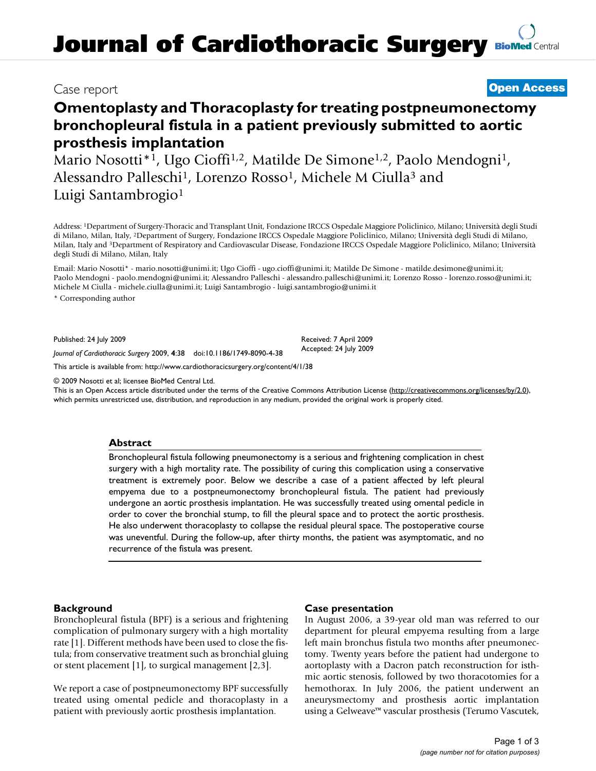Case report

**Open Access**

# Omentoplasty and Thoracoplasty for treating postpneumonectomy bronchopleural fistula in a patient previously submitted to aortic prosthesis implantation

Mario Nosotti*[1], Ugo Cioffi[1,2], Matilde De Simone[1,2], Paolo Mendogni[1], Alessandro Palleschi[1], Lorenzo Rosso[1], Michele M Ciulla[3] and Luigi Santambrogio[1]

Address: [1]Department of Surgery-Thoracic and Transplant Unit, Fondazione IRCCS Ospedale Maggiore Policlinico, Milano; Università degli Studi di Milano, Milan, Italy, [2]Department of Surgery, Fondazione IRCCS Ospedale Maggiore Policlinico, Milano; Università degli Studi di Milano, Milan, Italy and [3]Department of Respiratory and Cardiovascular Disease, Fondazione IRCCS Ospedale Maggiore Policlinico, Milano; Università degli Studi di Milano, Milan, Italy

Email: Mario Nosotti* - mario.nosotti@unimi.it; Ugo Cioffi - ugo.cioffi@unimi.it; Matilde De Simone - matilde.desimone@unimi.it; Paolo Mendogni - paolo.mendogni@unimi.it; Alessandro Palleschi - alessandro.palleschi@unimi.it; Lorenzo Rosso - lorenzo.rosso@unimi.it; Michele M Ciulla - michele.ciulla@unimi.it; Luigi Santambrogio - luigi.santambrogio@unimi.it

\* Corresponding author

Published: 24 July 2009

*Journal of Cardiothoracic Surgery* 2009, **4**:38 doi:10.1186/1749-8090-4-38

Received: 7 April 2009
Accepted: 24 July 2009

This article is available from: http://www.cardiothoracicsurgery.org/content/4/1/38

© 2009 Nosotti et al; licensee BioMed Central Ltd.
This is an Open Access article distributed under the terms of the Creative Commons Attribution License (http://creativecommons.org/licenses/by/2.0), which permits unrestricted use, distribution, and reproduction in any medium, provided the original work is properly cited.

## Abstract

Bronchopleural fistula following pneumonectomy is a serious and frightening complication in chest surgery with a high mortality rate. The possibility of curing this complication using a conservative treatment is extremely poor. Below we describe a case of a patient affected by left pleural empyema due to a postpneumonectomy bronchopleural fistula. The patient had previously undergone an aortic prosthesis implantation. He was successfully treated using omental pedicle in order to cover the bronchial stump, to fill the pleural space and to protect the aortic prosthesis. He also underwent thoracoplasty to collapse the residual pleural space. The postoperative course was uneventful. During the follow-up, after thirty months, the patient was asymptomatic, and no recurrence of the fistula was present.

## Background

Bronchopleural fistula (BPF) is a serious and frightening complication of pulmonary surgery with a high mortality rate [1]. Different methods have been used to close the fistula; from conservative treatment such as bronchial gluing or stent placement [1], to surgical management [2,3].

We report a case of postpneumonectomy BPF successfully treated using omental pedicle and thoracoplasty in a patient with previously aortic prosthesis implantation.

## Case presentation

In August 2006, a 39-year old man was referred to our department for pleural empyema resulting from a large left main bronchus fistula two months after pneumonectomy. Twenty years before the patient had undergone to aortoplasty with a Dacron patch reconstruction for isthmic aortic stenosis, followed by two thoracotomies for a hemothorax. In July 2006, the patient underwent an aneurysmectomy and prosthesis aortic implantation using a Gelweave™ vascular prosthesis (Terumo Vascutek,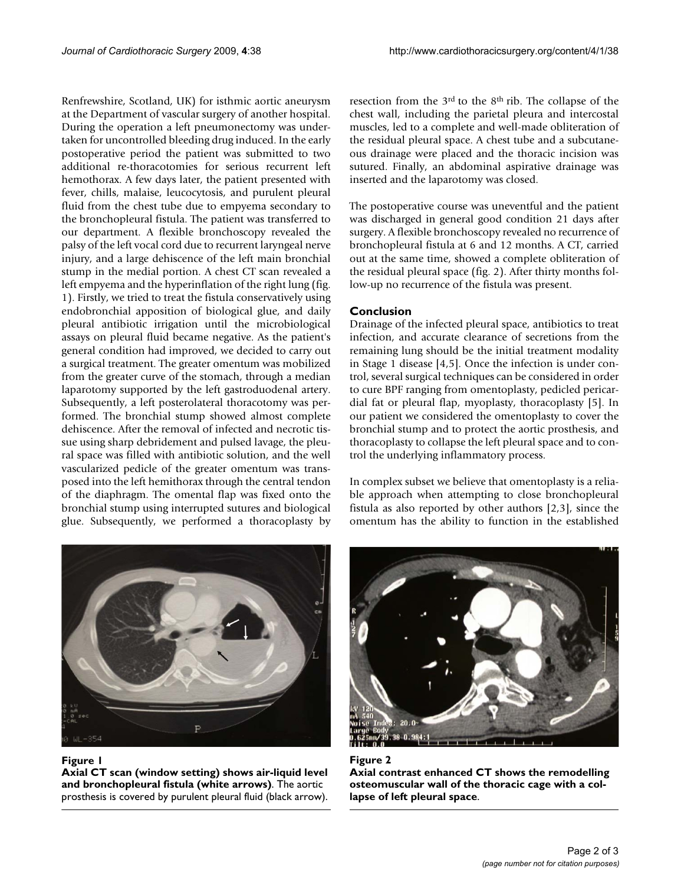Renfrewshire, Scotland, UK) for isthmic aortic aneurysm at the Department of vascular surgery of another hospital. During the operation a left pneumonectomy was undertaken for uncontrolled bleeding drug induced. In the early postoperative period the patient was submitted to two additional re-thoracotomies for serious recurrent left hemothorax. A few days later, the patient presented with fever, chills, malaise, leucocytosis, and purulent pleural fluid from the chest tube due to empyema secondary to the bronchopleural fistula. The patient was transferred to our department. A flexible bronchoscopy revealed the palsy of the left vocal cord due to recurrent laryngeal nerve injury, and a large dehiscence of the left main bronchial stump in the medial portion. A chest CT scan revealed a left empyema and the hyperinflation of the right lung (fig. 1). Firstly, we tried to treat the fistula conservatively using endobronchial apposition of biological glue, and daily pleural antibiotic irrigation until the microbiological assays on pleural fluid became negative. As the patient's general condition had improved, we decided to carry out a surgical treatment. The greater omentum was mobilized from the greater curve of the stomach, through a median laparotomy supported by the left gastroduodenal artery. Subsequently, a left posterolateral thoracotomy was performed. The bronchial stump showed almost complete dehiscence. After the removal of infected and necrotic tissue using sharp debridement and pulsed lavage, the pleural space was filled with antibiotic solution, and the well vascularized pedicle of the greater omentum was transposed into the left hemithorax through the central tendon of the diaphragm. The omental flap was fixed onto the bronchial stump using interrupted sutures and biological glue. Subsequently, we performed a thoracoplasty by resection from the 3rd to the 8th rib. The collapse of the chest wall, including the parietal pleura and intercostal muscles, led to a complete and well-made obliteration of the residual pleural space. A chest tube and a subcutaneous drainage were placed and the thoracic incision was sutured. Finally, an abdominal aspirative drainage was inserted and the laparotomy was closed.

The postoperative course was uneventful and the patient was discharged in general good condition 21 days after surgery. A flexible bronchoscopy revealed no recurrence of bronchopleural fistula at 6 and 12 months. A CT, carried out at the same time, showed a complete obliteration of the residual pleural space (fig. 2). After thirty months follow-up no recurrence of the fistula was present.

## Conclusion

Drainage of the infected pleural space, antibiotics to treat infection, and accurate clearance of secretions from the remaining lung should be the initial treatment modality in Stage 1 disease [4,5]. Once the infection is under control, several surgical techniques can be considered in order to cure BPF ranging from omentoplasty, pedicled pericardial fat or pleural flap, myoplasty, thoracoplasty [5]. In our patient we considered the omentoplasty to cover the bronchial stump and to protect the aortic prosthesis, and thoracoplasty to collapse the left pleural space and to control the underlying inflammatory process.

In complex subset we believe that omentoplasty is a reliable approach when attempting to close bronchopleural fistula as also reported by other authors [2,3], since the omentum has the ability to function in the established

**Figure 1**
**Axial CT scan (window setting) shows air-liquid level and bronchopleural fistula (white arrows)**. The aortic prosthesis is covered by purulent pleural fluid (black arrow).

**Figure 2**
**Axial contrast enhanced CT shows the remodelling osteomuscular wall of the thoracic cage with a collapse of left pleural space**.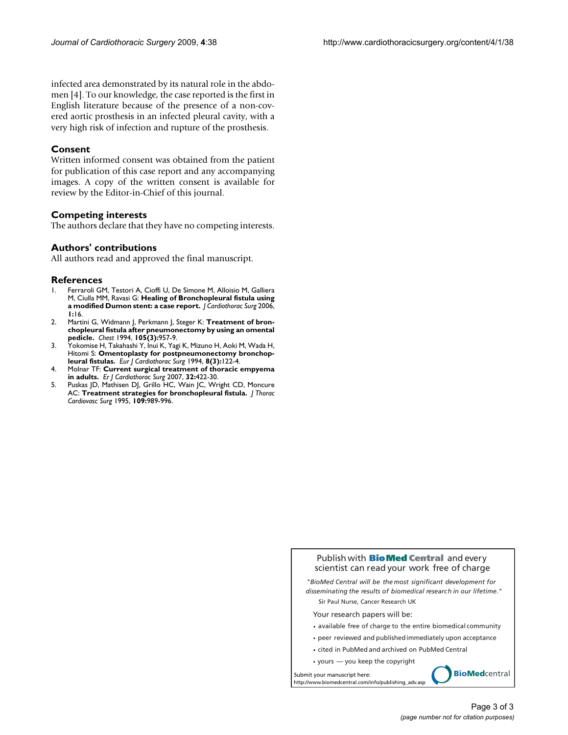infected area demonstrated by its natural role in the abdomen [4]. To our knowledge, the case reported is the first in English literature because of the presence of a non-covered aortic prosthesis in an infected pleural cavity, with a very high risk of infection and rupture of the prosthesis.

## Consent

Written informed consent was obtained from the patient for publication of this case report and any accompanying images. A copy of the written consent is available for review by the Editor-in-Chief of this journal.

## Competing interests

The authors declare that they have no competing interests.

## Authors' contributions

All authors read and approved the final manuscript.

## References

1. Ferraroli GM, Testori A, Cioffi U, De Simone M, Alloisio M, Galliera M, Ciulla MM, Ravasi G: **Healing of Bronchopleural fistula using a modified Dumon stent: a case report.** *J Cardiothorac Surg* 2006, **1:**16.
2. Martini G, Widmann J, Perkmann J, Steger K: **Treatment of bronchopleural fistula after pneumonectomy by using an omental pedicle.** *Chest* 1994, **105(3):**957-9.
3. Yokomise H, Takahashi Y, Inui K, Yagi K, Mizuno H, Aoki M, Wada H, Hitomi S: **Omentoplasty for postpneumonectomy bronchopleural fistulas.** *Eur J Cardiothorac Surg* 1994, **8(3):**122-4.
4. Molnar TF: **Current surgical treatment of thoracic empyema in adults.** *Er J Cardiothorac Surg* 2007, **32:**422-30.
5. Puskas JD, Mathisen DJ, Grillo HC, Wain JC, Wright CD, Moncure AC: **Treatment strategies for bronchopleural fistula.** *J Thorac Cardiovasc Surg* 1995, **109:**989-996.

Publish with **BioMed Central** and every scientist can read your work free of charge

*"BioMed Central will be the most significant development for disseminating the results of biomedical research in our lifetime."*

Sir Paul Nurse, Cancer Research UK

Your research papers will be:

- available free of charge to the entire biomedical community
- peer reviewed and published immediately upon acceptance
- cited in PubMed and archived on PubMed Central
- yours — you keep the copyright

Submit your manuscript here:
http://www.biomedcentral.com/info/publishing_adv.asp

BioMedcentral